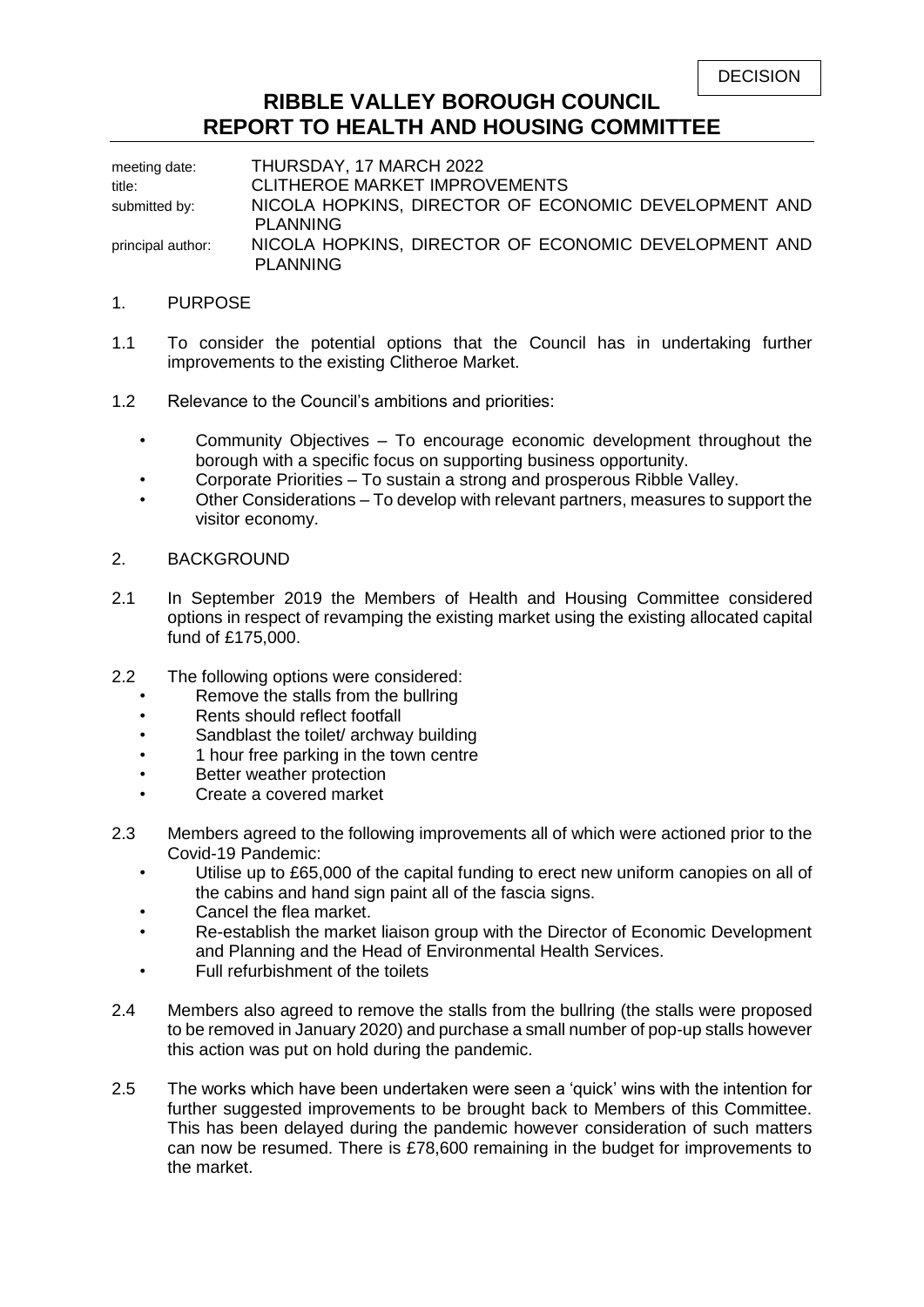DECISION

# RIBBLE VALLEY BOROUGH COUNCIL
# REPORT TO HEALTH AND HOUSING COMMITTEE

| | |
|---|---|
| meeting date: | THURSDAY, 17 MARCH 2022 |
| title: | CLITHEROE MARKET IMPROVEMENTS |
| submitted by: | NICOLA HOPKINS, DIRECTOR OF ECONOMIC DEVELOPMENT AND PLANNING |
| principal author: | NICOLA HOPKINS, DIRECTOR OF ECONOMIC DEVELOPMENT AND PLANNING |

## 1. PURPOSE

1.1 To consider the potential options that the Council has in undertaking further improvements to the existing Clitheroe Market.

1.2 Relevance to the Council's ambitions and priorities:

- Community Objectives – To encourage economic development throughout the borough with a specific focus on supporting business opportunity.
- Corporate Priorities – To sustain a strong and prosperous Ribble Valley.
- Other Considerations – To develop with relevant partners, measures to support the visitor economy.

## 2. BACKGROUND

2.1 In September 2019 the Members of Health and Housing Committee considered options in respect of revamping the existing market using the existing allocated capital fund of £175,000.

2.2 The following options were considered:

- Remove the stalls from the bullring
- Rents should reflect footfall
- Sandblast the toilet/ archway building
- 1 hour free parking in the town centre
- Better weather protection
- Create a covered market

2.3 Members agreed to the following improvements all of which were actioned prior to the Covid-19 Pandemic:

- Utilise up to £65,000 of the capital funding to erect new uniform canopies on all of the cabins and hand sign paint all of the fascia signs.
- Cancel the flea market.
- Re-establish the market liaison group with the Director of Economic Development and Planning and the Head of Environmental Health Services.
- Full refurbishment of the toilets

2.4 Members also agreed to remove the stalls from the bullring (the stalls were proposed to be removed in January 2020) and purchase a small number of pop-up stalls however this action was put on hold during the pandemic.

2.5 The works which have been undertaken were seen a 'quick' wins with the intention for further suggested improvements to be brought back to Members of this Committee. This has been delayed during the pandemic however consideration of such matters can now be resumed. There is £78,600 remaining in the budget for improvements to the market.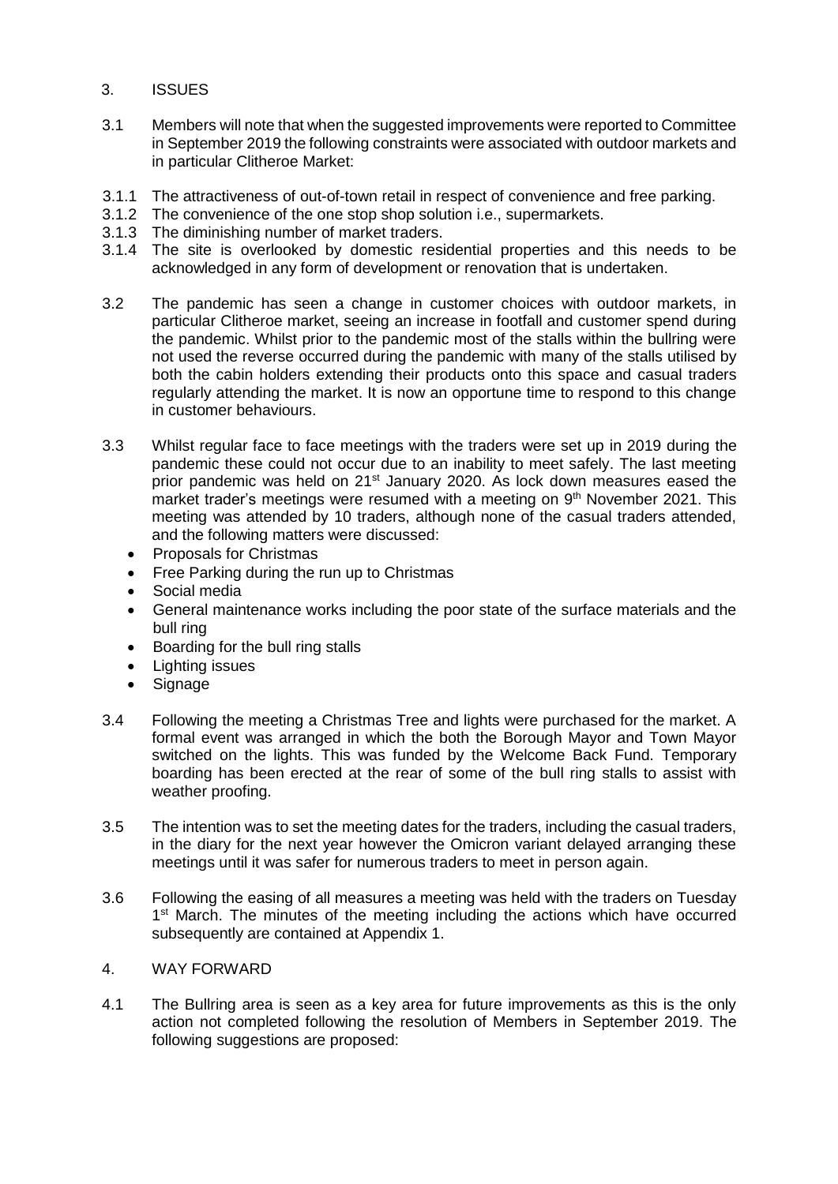## 3. ISSUES

3.1 Members will note that when the suggested improvements were reported to Committee in September 2019 the following constraints were associated with outdoor markets and in particular Clitheroe Market:

3.1.1 The attractiveness of out-of-town retail in respect of convenience and free parking.

3.1.2 The convenience of the one stop shop solution i.e., supermarkets.

3.1.3 The diminishing number of market traders.

3.1.4 The site is overlooked by domestic residential properties and this needs to be acknowledged in any form of development or renovation that is undertaken.

3.2 The pandemic has seen a change in customer choices with outdoor markets, in particular Clitheroe market, seeing an increase in footfall and customer spend during the pandemic. Whilst prior to the pandemic most of the stalls within the bullring were not used the reverse occurred during the pandemic with many of the stalls utilised by both the cabin holders extending their products onto this space and casual traders regularly attending the market. It is now an opportune time to respond to this change in customer behaviours.

3.3 Whilst regular face to face meetings with the traders were set up in 2019 during the pandemic these could not occur due to an inability to meet safely. The last meeting prior pandemic was held on 21st January 2020. As lock down measures eased the market trader's meetings were resumed with a meeting on 9th November 2021. This meeting was attended by 10 traders, although none of the casual traders attended, and the following matters were discussed:

- Proposals for Christmas
- Free Parking during the run up to Christmas
- Social media
- General maintenance works including the poor state of the surface materials and the bull ring
- Boarding for the bull ring stalls
- Lighting issues
- Signage

3.4 Following the meeting a Christmas Tree and lights were purchased for the market. A formal event was arranged in which the both the Borough Mayor and Town Mayor switched on the lights. This was funded by the Welcome Back Fund. Temporary boarding has been erected at the rear of some of the bull ring stalls to assist with weather proofing.

3.5 The intention was to set the meeting dates for the traders, including the casual traders, in the diary for the next year however the Omicron variant delayed arranging these meetings until it was safer for numerous traders to meet in person again.

3.6 Following the easing of all measures a meeting was held with the traders on Tuesday 1st March. The minutes of the meeting including the actions which have occurred subsequently are contained at Appendix 1.

## 4. WAY FORWARD

4.1 The Bullring area is seen as a key area for future improvements as this is the only action not completed following the resolution of Members in September 2019. The following suggestions are proposed: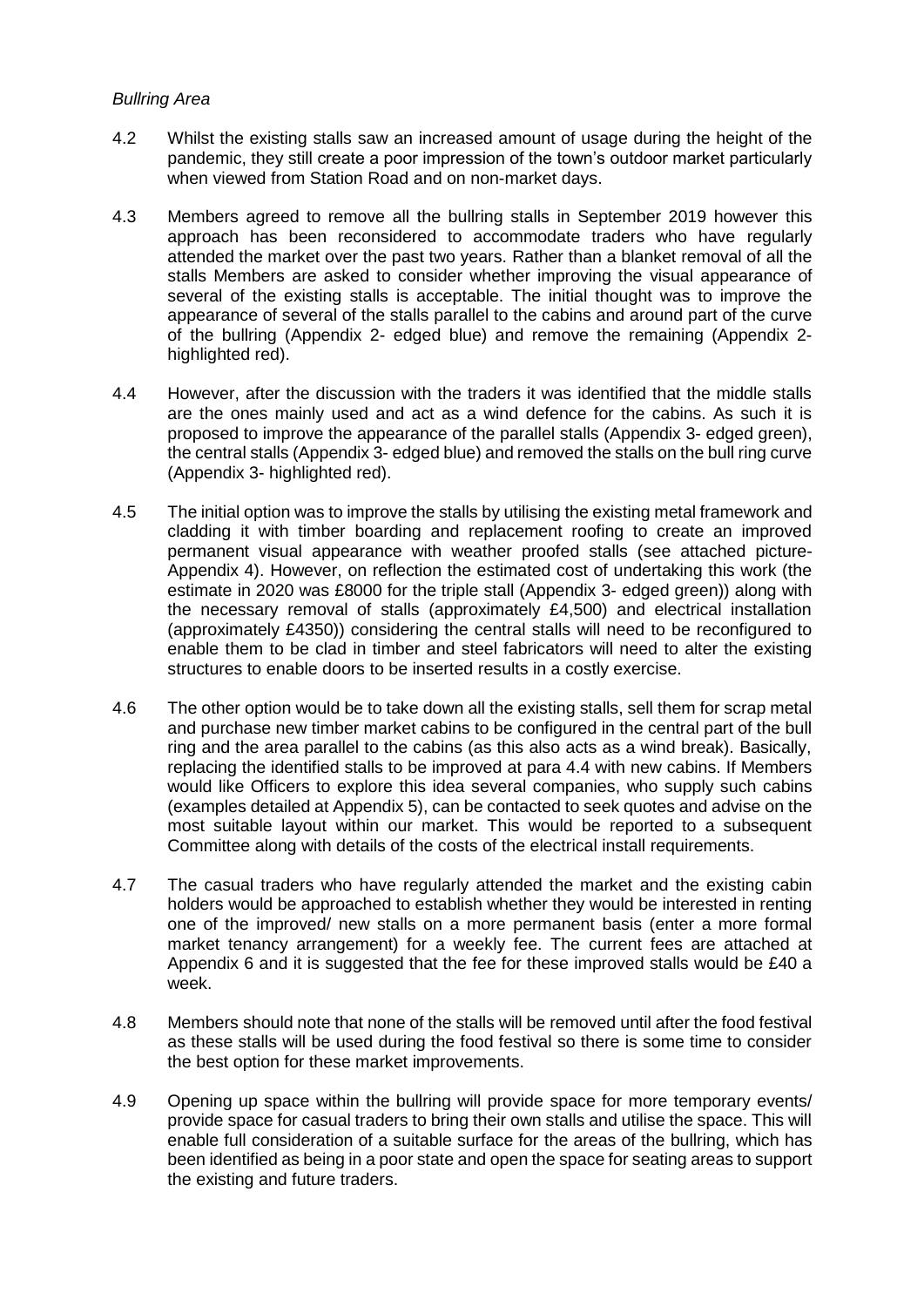*Bullring Area*

4.2 Whilst the existing stalls saw an increased amount of usage during the height of the pandemic, they still create a poor impression of the town's outdoor market particularly when viewed from Station Road and on non-market days.

4.3 Members agreed to remove all the bullring stalls in September 2019 however this approach has been reconsidered to accommodate traders who have regularly attended the market over the past two years. Rather than a blanket removal of all the stalls Members are asked to consider whether improving the visual appearance of several of the existing stalls is acceptable. The initial thought was to improve the appearance of several of the stalls parallel to the cabins and around part of the curve of the bullring (Appendix 2- edged blue) and remove the remaining (Appendix 2- highlighted red).

4.4 However, after the discussion with the traders it was identified that the middle stalls are the ones mainly used and act as a wind defence for the cabins. As such it is proposed to improve the appearance of the parallel stalls (Appendix 3- edged green), the central stalls (Appendix 3- edged blue) and removed the stalls on the bull ring curve (Appendix 3- highlighted red).

4.5 The initial option was to improve the stalls by utilising the existing metal framework and cladding it with timber boarding and replacement roofing to create an improved permanent visual appearance with weather proofed stalls (see attached picture- Appendix 4). However, on reflection the estimated cost of undertaking this work (the estimate in 2020 was £8000 for the triple stall (Appendix 3- edged green)) along with the necessary removal of stalls (approximately £4,500) and electrical installation (approximately £4350)) considering the central stalls will need to be reconfigured to enable them to be clad in timber and steel fabricators will need to alter the existing structures to enable doors to be inserted results in a costly exercise.

4.6 The other option would be to take down all the existing stalls, sell them for scrap metal and purchase new timber market cabins to be configured in the central part of the bull ring and the area parallel to the cabins (as this also acts as a wind break). Basically, replacing the identified stalls to be improved at para 4.4 with new cabins. If Members would like Officers to explore this idea several companies, who supply such cabins (examples detailed at Appendix 5), can be contacted to seek quotes and advise on the most suitable layout within our market. This would be reported to a subsequent Committee along with details of the costs of the electrical install requirements.

4.7 The casual traders who have regularly attended the market and the existing cabin holders would be approached to establish whether they would be interested in renting one of the improved/ new stalls on a more permanent basis (enter a more formal market tenancy arrangement) for a weekly fee. The current fees are attached at Appendix 6 and it is suggested that the fee for these improved stalls would be £40 a week.

4.8 Members should note that none of the stalls will be removed until after the food festival as these stalls will be used during the food festival so there is some time to consider the best option for these market improvements.

4.9 Opening up space within the bullring will provide space for more temporary events/ provide space for casual traders to bring their own stalls and utilise the space. This will enable full consideration of a suitable surface for the areas of the bullring, which has been identified as being in a poor state and open the space for seating areas to support the existing and future traders.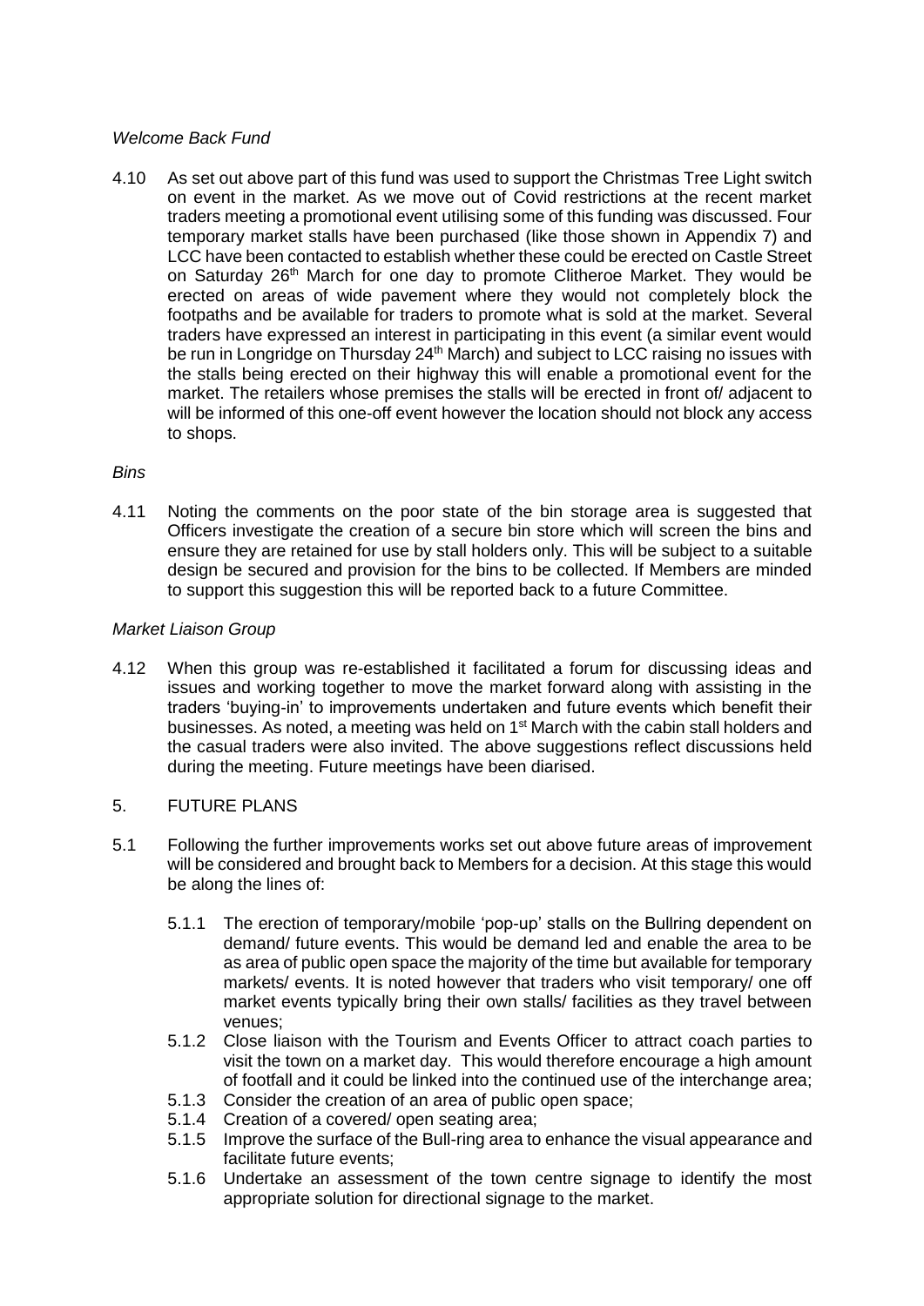*Welcome Back Fund*

4.10 As set out above part of this fund was used to support the Christmas Tree Light switch on event in the market. As we move out of Covid restrictions at the recent market traders meeting a promotional event utilising some of this funding was discussed. Four temporary market stalls have been purchased (like those shown in Appendix 7) and LCC have been contacted to establish whether these could be erected on Castle Street on Saturday 26th March for one day to promote Clitheroe Market. They would be erected on areas of wide pavement where they would not completely block the footpaths and be available for traders to promote what is sold at the market. Several traders have expressed an interest in participating in this event (a similar event would be run in Longridge on Thursday 24th March) and subject to LCC raising no issues with the stalls being erected on their highway this will enable a promotional event for the market. The retailers whose premises the stalls will be erected in front of/ adjacent to will be informed of this one-off event however the location should not block any access to shops.

*Bins*

4.11 Noting the comments on the poor state of the bin storage area is suggested that Officers investigate the creation of a secure bin store which will screen the bins and ensure they are retained for use by stall holders only. This will be subject to a suitable design be secured and provision for the bins to be collected. If Members are minded to support this suggestion this will be reported back to a future Committee.

*Market Liaison Group*

4.12 When this group was re-established it facilitated a forum for discussing ideas and issues and working together to move the market forward along with assisting in the traders 'buying-in' to improvements undertaken and future events which benefit their businesses. As noted, a meeting was held on 1st March with the cabin stall holders and the casual traders were also invited. The above suggestions reflect discussions held during the meeting. Future meetings have been diarised.

5. FUTURE PLANS

5.1 Following the further improvements works set out above future areas of improvement will be considered and brought back to Members for a decision. At this stage this would be along the lines of:

5.1.1 The erection of temporary/mobile 'pop-up' stalls on the Bullring dependent on demand/ future events. This would be demand led and enable the area to be as area of public open space the majority of the time but available for temporary markets/ events. It is noted however that traders who visit temporary/ one off market events typically bring their own stalls/ facilities as they travel between venues;

5.1.2 Close liaison with the Tourism and Events Officer to attract coach parties to visit the town on a market day. This would therefore encourage a high amount of footfall and it could be linked into the continued use of the interchange area;

5.1.3 Consider the creation of an area of public open space;

5.1.4 Creation of a covered/ open seating area;

5.1.5 Improve the surface of the Bull-ring area to enhance the visual appearance and facilitate future events;

5.1.6 Undertake an assessment of the town centre signage to identify the most appropriate solution for directional signage to the market.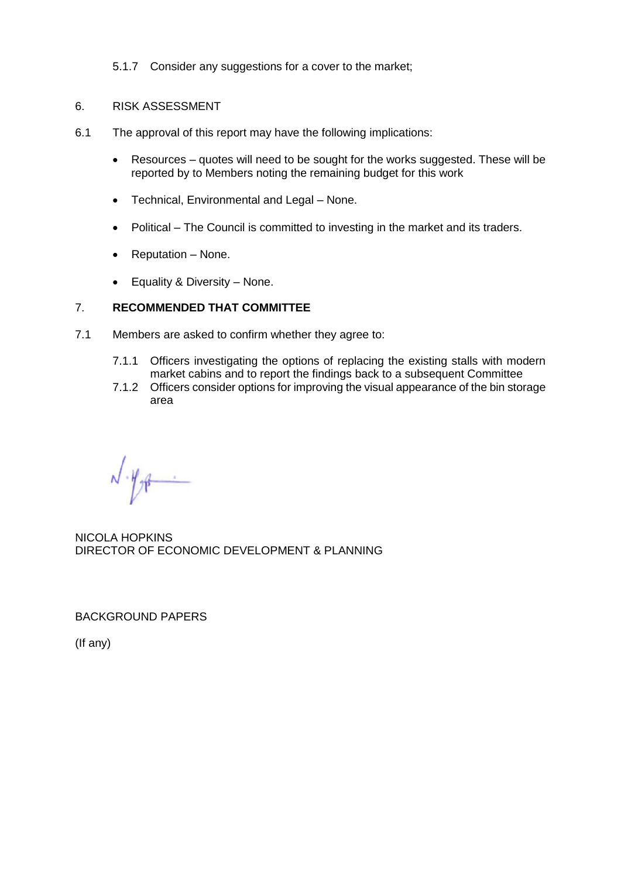5.1.7 Consider any suggestions for a cover to the market;

6. RISK ASSESSMENT

6.1 The approval of this report may have the following implications:

- Resources – quotes will need to be sought for the works suggested. These will be reported by to Members noting the remaining budget for this work
- Technical, Environmental and Legal – None.
- Political – The Council is committed to investing in the market and its traders.
- Reputation – None.
- Equality & Diversity – None.

7. **RECOMMENDED THAT COMMITTEE**

7.1 Members are asked to confirm whether they agree to:

7.1.1 Officers investigating the options of replacing the existing stalls with modern market cabins and to report the findings back to a subsequent Committee

7.1.2 Officers consider options for improving the visual appearance of the bin storage area

NICOLA HOPKINS
DIRECTOR OF ECONOMIC DEVELOPMENT & PLANNING

BACKGROUND PAPERS

(If any)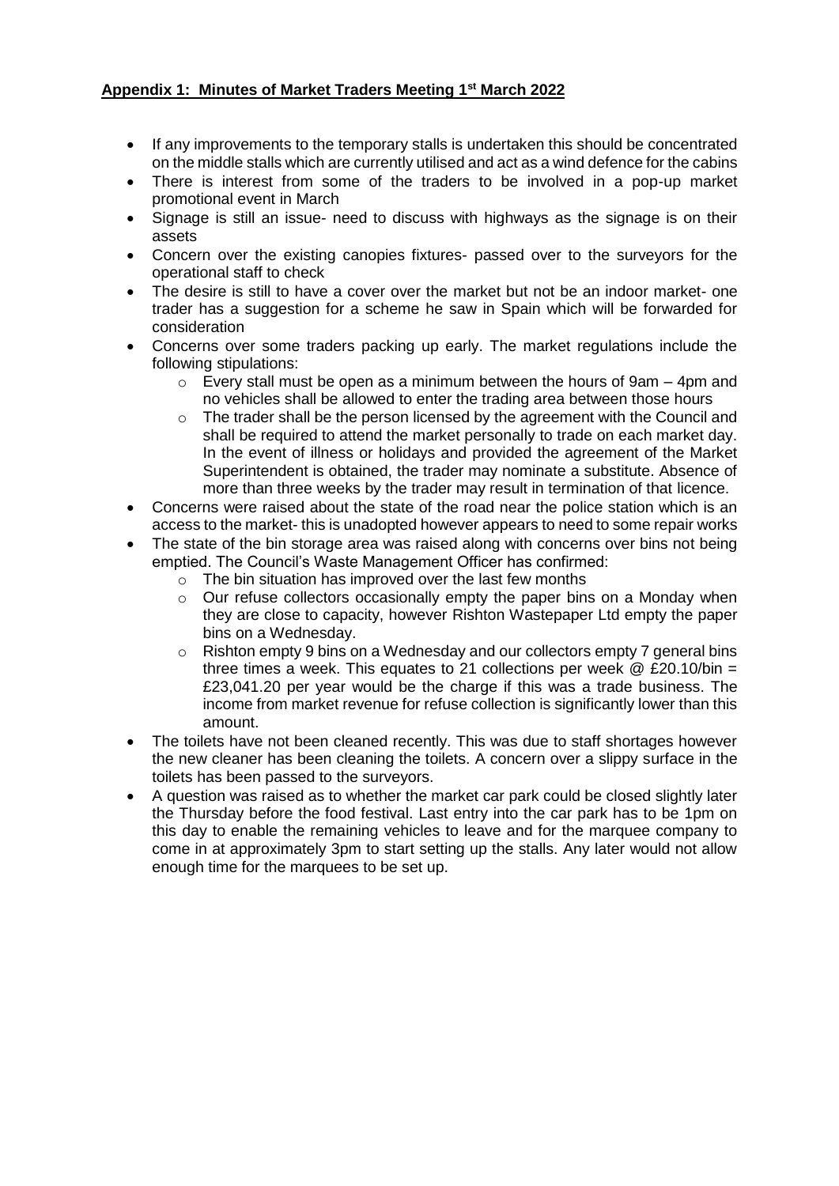**Appendix 1: Minutes of Market Traders Meeting 1st March 2022**

- If any improvements to the temporary stalls is undertaken this should be concentrated on the middle stalls which are currently utilised and act as a wind defence for the cabins
- There is interest from some of the traders to be involved in a pop-up market promotional event in March
- Signage is still an issue- need to discuss with highways as the signage is on their assets
- Concern over the existing canopies fixtures- passed over to the surveyors for the operational staff to check
- The desire is still to have a cover over the market but not be an indoor market- one trader has a suggestion for a scheme he saw in Spain which will be forwarded for consideration
- Concerns over some traders packing up early. The market regulations include the following stipulations:
    - Every stall must be open as a minimum between the hours of 9am – 4pm and no vehicles shall be allowed to enter the trading area between those hours
    - The trader shall be the person licensed by the agreement with the Council and shall be required to attend the market personally to trade on each market day. In the event of illness or holidays and provided the agreement of the Market Superintendent is obtained, the trader may nominate a substitute. Absence of more than three weeks by the trader may result in termination of that licence.
- Concerns were raised about the state of the road near the police station which is an access to the market- this is unadopted however appears to need to some repair works
- The state of the bin storage area was raised along with concerns over bins not being emptied. The Council's Waste Management Officer has confirmed:
    - The bin situation has improved over the last few months
    - Our refuse collectors occasionally empty the paper bins on a Monday when they are close to capacity, however Rishton Wastepaper Ltd empty the paper bins on a Wednesday.
    - Rishton empty 9 bins on a Wednesday and our collectors empty 7 general bins three times a week. This equates to 21 collections per week @ £20.10/bin = £23,041.20 per year would be the charge if this was a trade business. The income from market revenue for refuse collection is significantly lower than this amount.
- The toilets have not been cleaned recently. This was due to staff shortages however the new cleaner has been cleaning the toilets. A concern over a slippy surface in the toilets has been passed to the surveyors.
- A question was raised as to whether the market car park could be closed slightly later the Thursday before the food festival. Last entry into the car park has to be 1pm on this day to enable the remaining vehicles to leave and for the marquee company to come in at approximately 3pm to start setting up the stalls. Any later would not allow enough time for the marquees to be set up.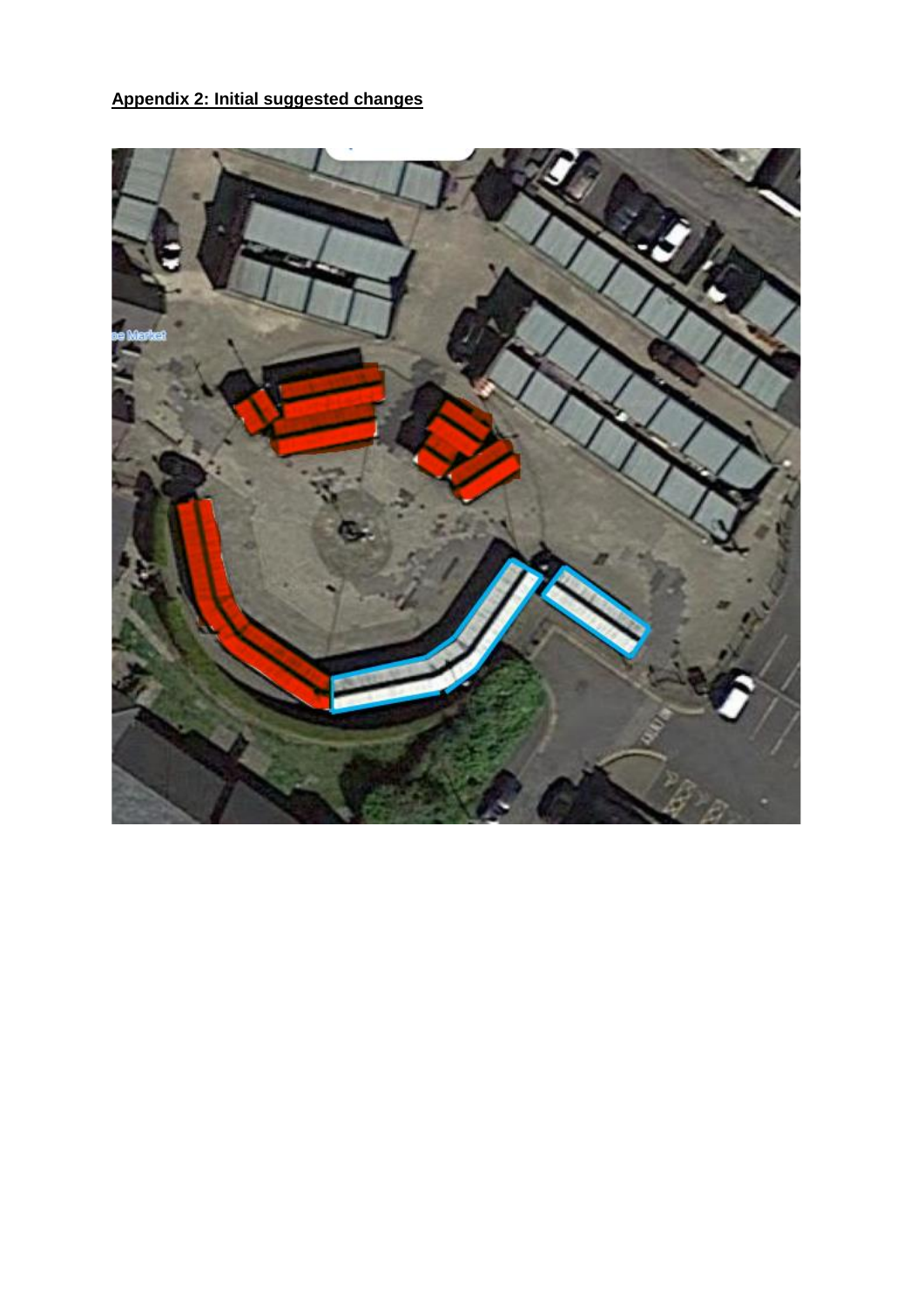**Appendix 2: Initial suggested changes**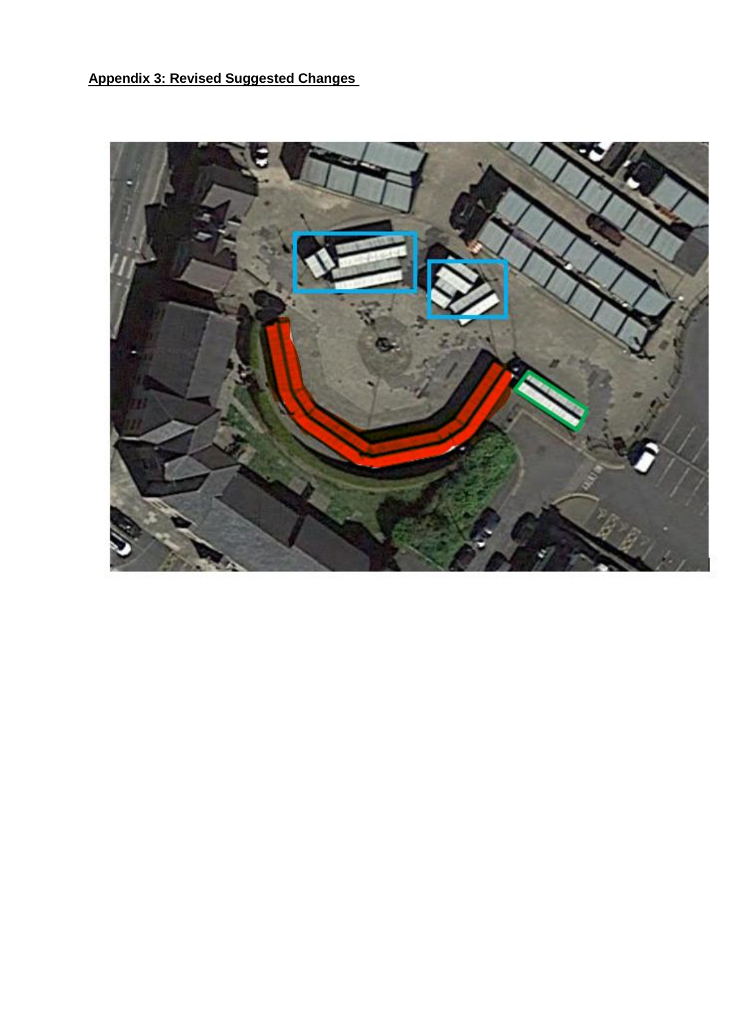**Appendix 3: Revised Suggested Changes**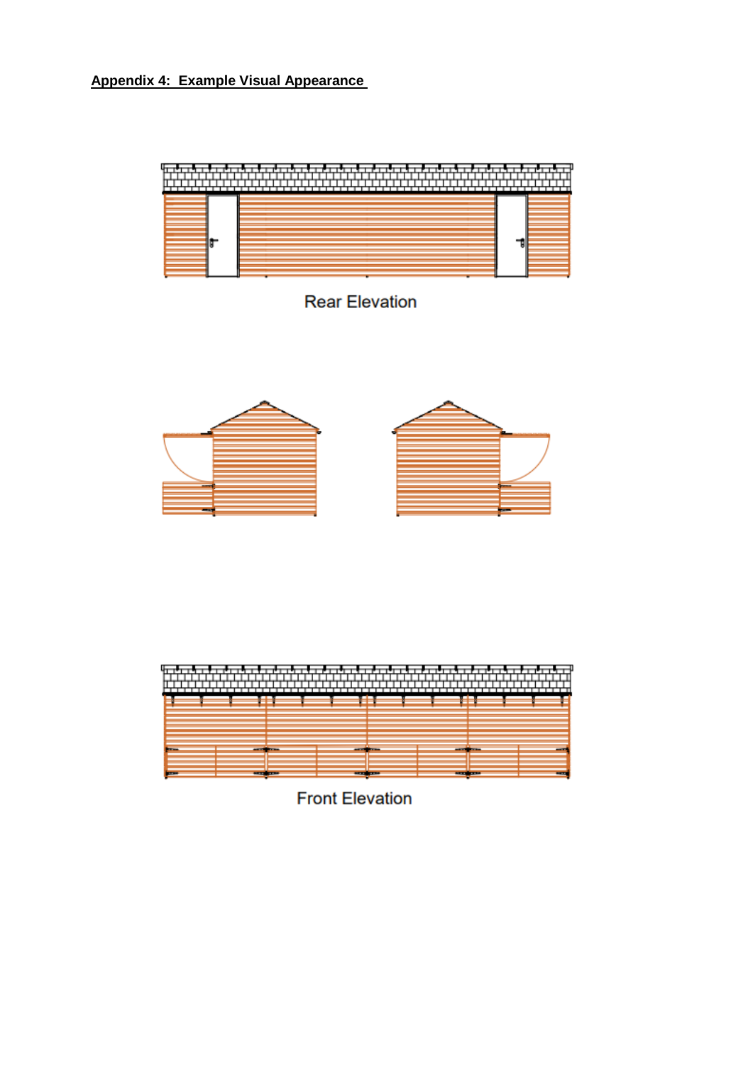**Appendix 4: Example Visual Appearance**

Rear Elevation

Front Elevation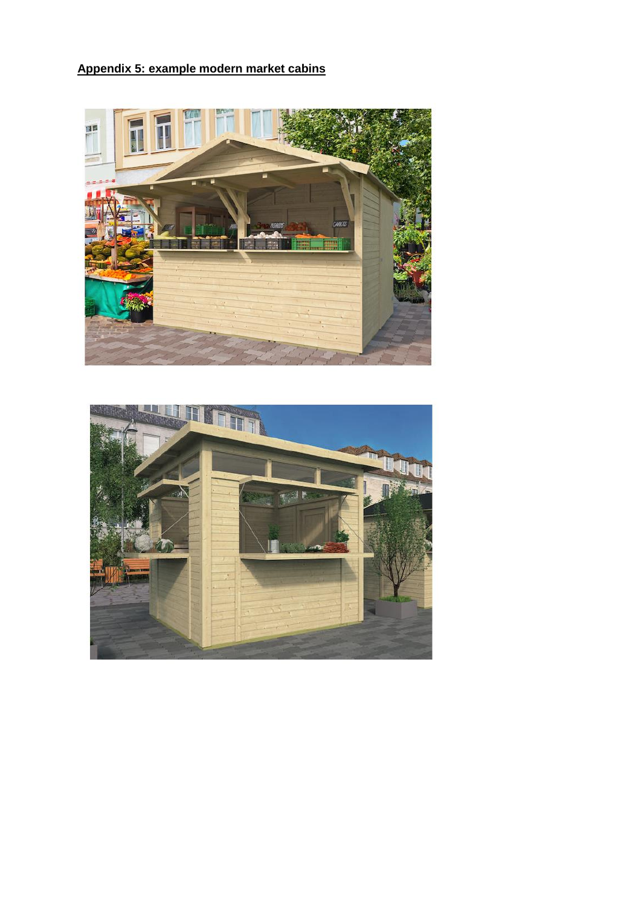**Appendix 5: example modern market cabins**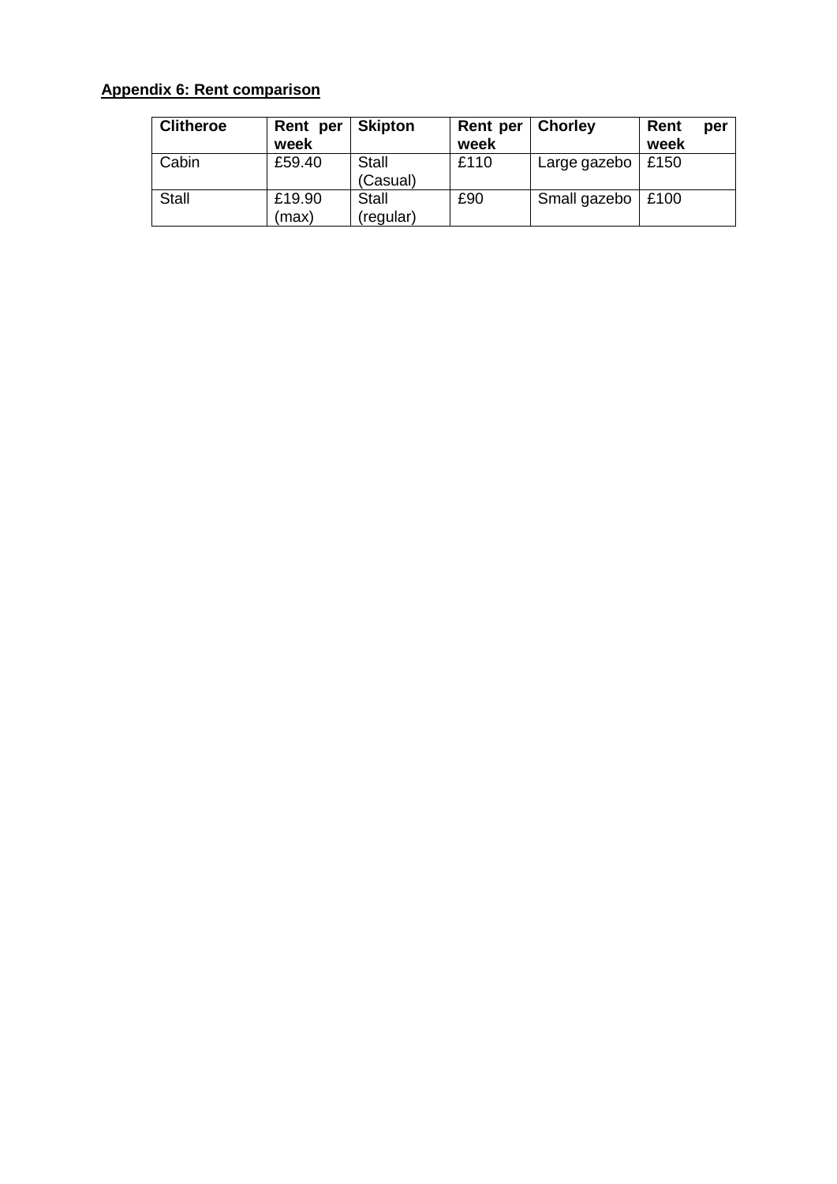**Appendix 6: Rent comparison**

| Clitheroe | Rent per week | Skipton | Rent per week | Chorley | Rent per week |
|---|---|---|---|---|---|
| Cabin | £59.40 | Stall (Casual) | £110 | Large gazebo | £150 |
| Stall | £19.90 (max) | Stall (regular) | £90 | Small gazebo | £100 |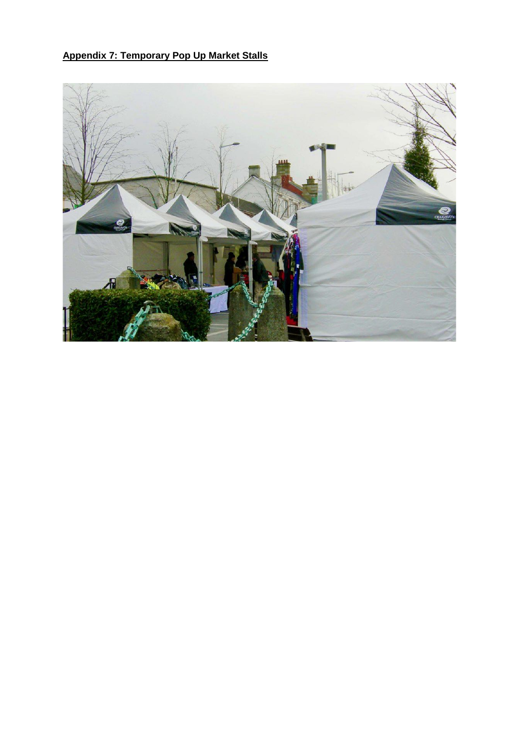**Appendix 7: Temporary Pop Up Market Stalls**